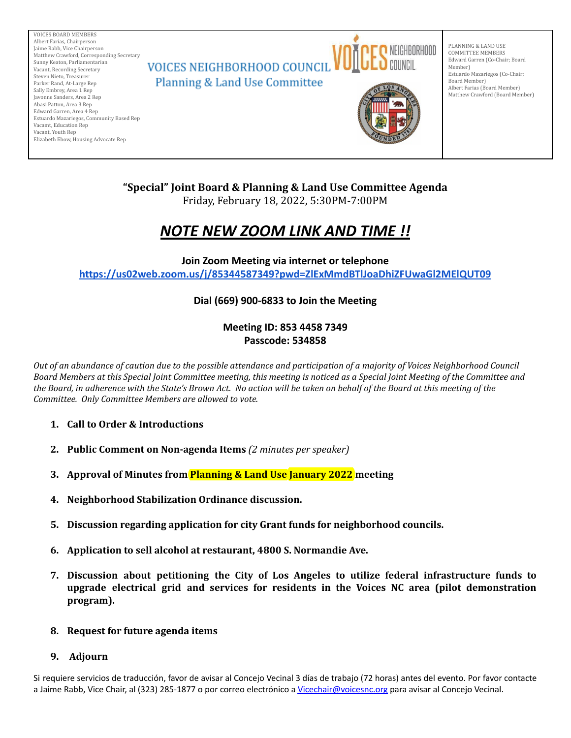VOICES BOARD MEMBERS
Albert Farias, Chairperson
Jaime Rabb, Vice Chairperson
Matthew Crawford, Corresponding Secretary
Sunny Keaton, Parliamentarian
Vacant, Recording Secretary
Steven Nieto, Treasurer
Parker Rand, At-Large Rep
Sally Embrey, Area 1 Rep
Javonne Sanders, Area 2 Rep
Abasi Patton, Area 3 Rep
Edward Garren, Area 4 Rep
Estuardo Mazariegos, Community Based Rep
Vacamt, Education Rep
Vacant, Youth Rep
Elizabeth Ebow, Housing Advocate Rep

# VOICES NEIGHBORHOOD COUNCIL
## Planning & Land Use Committee

PLANNING & LAND USE COMMITTEE MEMBERS
Edward Garren (Co-Chair; Board Member)
Estuardo Mazariegos (Co-Chair; Board Member)
Albert Farias (Board Member)
Matthew Crawford (Board Member)

**"Special" Joint Board & Planning & Land Use Committee Agenda**
Friday, February 18, 2022, 5:30PM-7:00PM

# ***NOTE NEW ZOOM LINK AND TIME !!***

**Join Zoom Meeting via internet or telephone**
**https://us02web.zoom.us/j/85344587349?pwd=ZlExMmdBTlJoaDhiZFUwaGl2MElQUT09**

**Dial (669) 900-6833 to Join the Meeting**

**Meeting ID: 853 4458 7349**
**Passcode: 534858**

*Out of an abundance of caution due to the possible attendance and participation of a majority of Voices Neighborhood Council Board Members at this Special Joint Committee meeting, this meeting is noticed as a Special Joint Meeting of the Committee and the Board, in adherence with the State's Brown Act. No action will be taken on behalf of the Board at this meeting of the Committee. Only Committee Members are allowed to vote.*

1. **Call to Order & Introductions**
2. **Public Comment on Non-agenda Items** *(2 minutes per speaker)*
3. **Approval of Minutes from Planning & Land Use January 2022 meeting**
4. **Neighborhood Stabilization Ordinance discussion.**
5. **Discussion regarding application for city Grant funds for neighborhood councils.**
6. **Application to sell alcohol at restaurant, 4800 S. Normandie Ave.**
7. **Discussion about petitioning the City of Los Angeles to utilize federal infrastructure funds to upgrade electrical grid and services for residents in the Voices NC area (pilot demonstration program).**
8. **Request for future agenda items**
9. **Adjourn**

Si requiere servicios de traducción, favor de avisar al Concejo Vecinal 3 días de trabajo (72 horas) antes del evento. Por favor contacte a Jaime Rabb, Vice Chair, al (323) 285-1877 o por correo electrónico a Vicechair@voicesnc.org para avisar al Concejo Vecinal.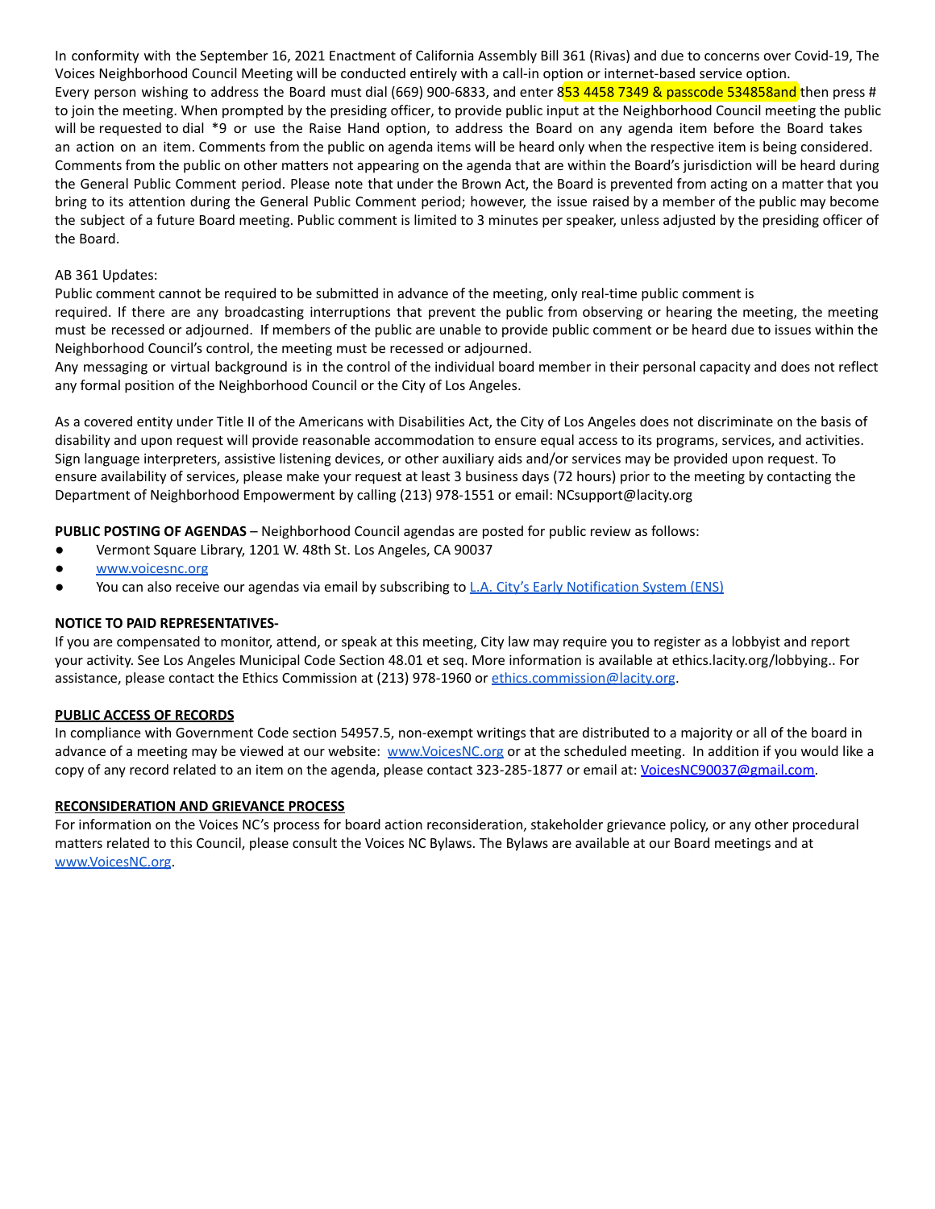In conformity with the September 16, 2021 Enactment of California Assembly Bill 361 (Rivas) and due to concerns over Covid-19, The Voices Neighborhood Council Meeting will be conducted entirely with a call-in option or internet-based service option.
Every person wishing to address the Board must dial (669) 900-6833, and enter 853 4458 7349 & passcode 534858and then press # to join the meeting. When prompted by the presiding officer, to provide public input at the Neighborhood Council meeting the public will be requested to dial *9 or use the Raise Hand option, to address the Board on any agenda item before the Board takes an action on an item. Comments from the public on agenda items will be heard only when the respective item is being considered. Comments from the public on other matters not appearing on the agenda that are within the Board's jurisdiction will be heard during the General Public Comment period. Please note that under the Brown Act, the Board is prevented from acting on a matter that you bring to its attention during the General Public Comment period; however, the issue raised by a member of the public may become the subject of a future Board meeting. Public comment is limited to 3 minutes per speaker, unless adjusted by the presiding officer of the Board.

AB 361 Updates:
Public comment cannot be required to be submitted in advance of the meeting, only real-time public comment is required. If there are any broadcasting interruptions that prevent the public from observing or hearing the meeting, the meeting must be recessed or adjourned. If members of the public are unable to provide public comment or be heard due to issues within the Neighborhood Council's control, the meeting must be recessed or adjourned.
Any messaging or virtual background is in the control of the individual board member in their personal capacity and does not reflect any formal position of the Neighborhood Council or the City of Los Angeles.

As a covered entity under Title II of the Americans with Disabilities Act, the City of Los Angeles does not discriminate on the basis of disability and upon request will provide reasonable accommodation to ensure equal access to its programs, services, and activities. Sign language interpreters, assistive listening devices, or other auxiliary aids and/or services may be provided upon request. To ensure availability of services, please make your request at least 3 business days (72 hours) prior to the meeting by contacting the Department of Neighborhood Empowerment by calling (213) 978-1551 or email: NCsupport@lacity.org

**PUBLIC POSTING OF AGENDAS** – Neighborhood Council agendas are posted for public review as follows:

- Vermont Square Library, 1201 W. 48th St. Los Angeles, CA 90037
- www.voicesnc.org
- You can also receive our agendas via email by subscribing to L.A. City's Early Notification System (ENS)

**NOTICE TO PAID REPRESENTATIVES-**
If you are compensated to monitor, attend, or speak at this meeting, City law may require you to register as a lobbyist and report your activity. See Los Angeles Municipal Code Section 48.01 et seq. More information is available at ethics.lacity.org/lobbying.. For assistance, please contact the Ethics Commission at (213) 978-1960 or ethics.commission@lacity.org.

**PUBLIC ACCESS OF RECORDS**
In compliance with Government Code section 54957.5, non-exempt writings that are distributed to a majority or all of the board in advance of a meeting may be viewed at our website: www.VoicesNC.org or at the scheduled meeting. In addition if you would like a copy of any record related to an item on the agenda, please contact 323-285-1877 or email at: VoicesNC90037@gmail.com.

**RECONSIDERATION AND GRIEVANCE PROCESS**
For information on the Voices NC's process for board action reconsideration, stakeholder grievance policy, or any other procedural matters related to this Council, please consult the Voices NC Bylaws. The Bylaws are available at our Board meetings and at www.VoicesNC.org.